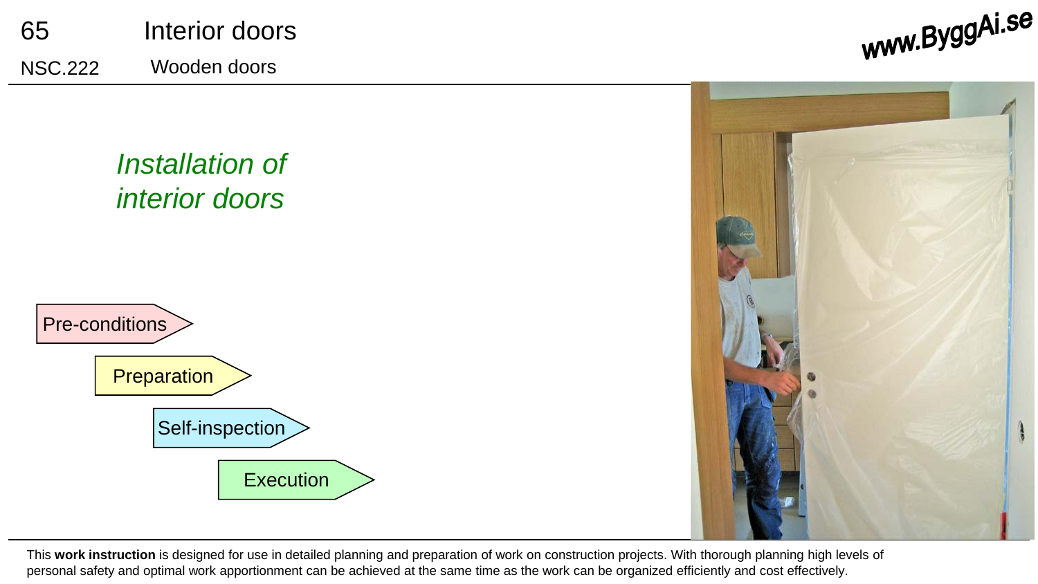65 Interior doors

NSC.222 Wooden doors

www.ByggAi.se

## *Installation of interior doors*

- Pre-conditions
- Preparation
- Self-inspection
- Execution

This **work instruction** is designed for use in detailed planning and preparation of work on construction projects. With thorough planning high levels of personal safety and optimal work apportionment can be achieved at the same time as the work can be organized efficiently and cost effectively.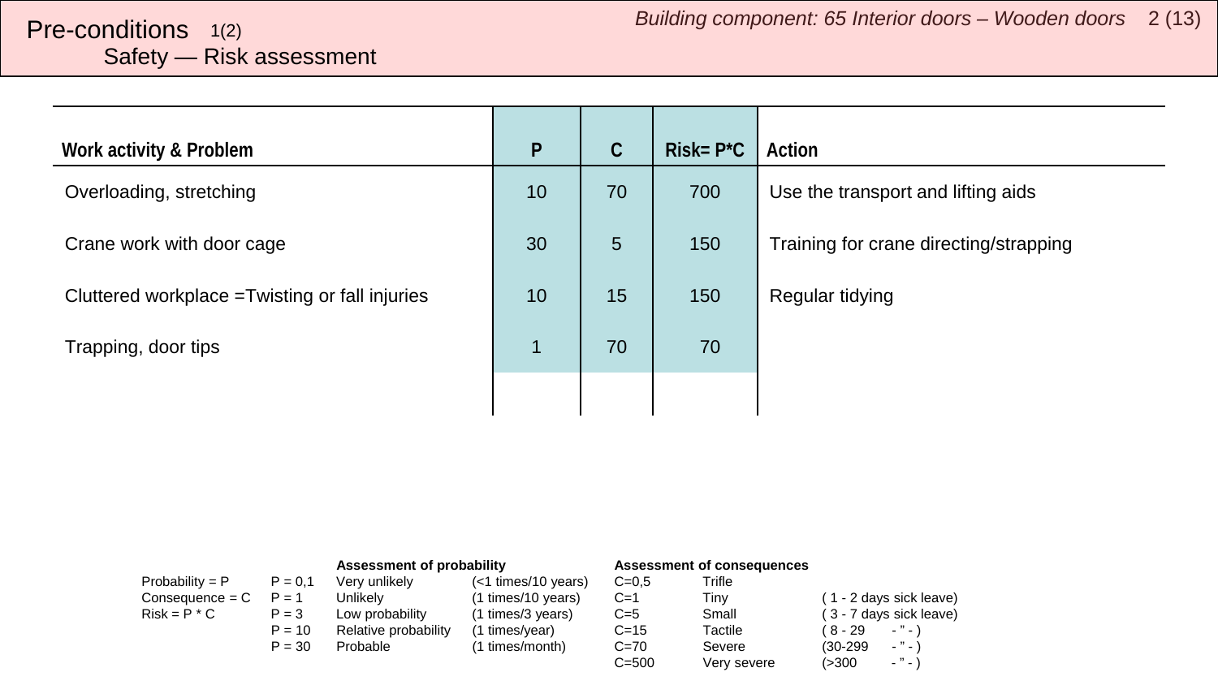# Pre-conditions 1(2)

## Safety — Risk assessment

| Work activity & Problem | P | C | Risk= P*C | Action |
|---|---|---|---|---|
| Overloading, stretching | 10 | 70 | 700 | Use the transport and lifting aids |
| Crane work with door cage | 30 | 5 | 150 | Training for crane directing/strapping |
| Cluttered workplace =Twisting or fall injuries | 10 | 15 | 150 | Regular tidying |
| Trapping, door tips | 1 | 70 | 70 | |

| | | **Assessment of probability** | | **Assessment of consequences** | | |
|---|---|---|---|---|---|---|
| Probability = P | P = 0,1 | Very unlikely | (<1 times/10 years) | C=0,5 | Trifle | |
| Consequence = C | P = 1 | Unlikely | (1 times/10 years) | C=1 | Tiny | ( 1 - 2 days sick leave) |
| Risk = P * C | P = 3 | Low probability | (1 times/3 years) | C=5 | Small | ( 3 - 7 days sick leave) |
| | P = 10 | Relative probability | (1 times/year) | C=15 | Tactile | ( 8 - 29 - " - ) |
| | P = 30 | Probable | (1 times/month) | C=70 | Severe | (30-299 - " - ) |
| | | | | C=500 | Very severe | (>300 - " - ) |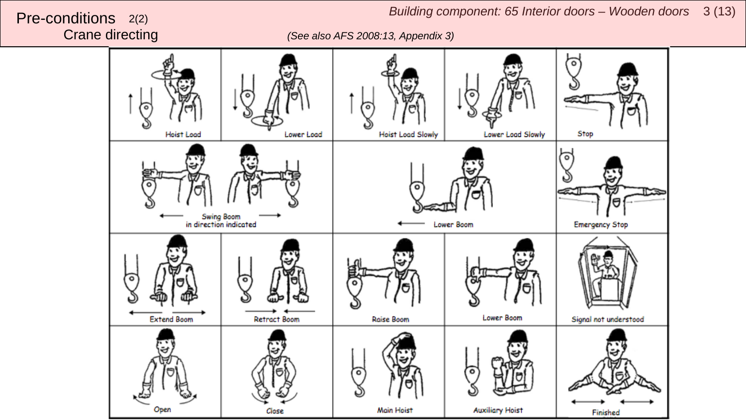# Pre-conditions 2(2)

## Crane directing

*(See also AFS 2008:13, Appendix 3)*

| | | | | |
|---|---|---|---|---|
| Hoist Load | Lower Load | Hoist Load Slowly | Lower Load Slowly | Stop |
| Swing Boom in direction indicated | | Lower Boom | | Emergency Stop |
| Extend Boom | Retract Boom | Raise Boom | Lower Boom | Signal not understood |
| Open | Close | Main Hoist | Auxiliary Hoist | Finished |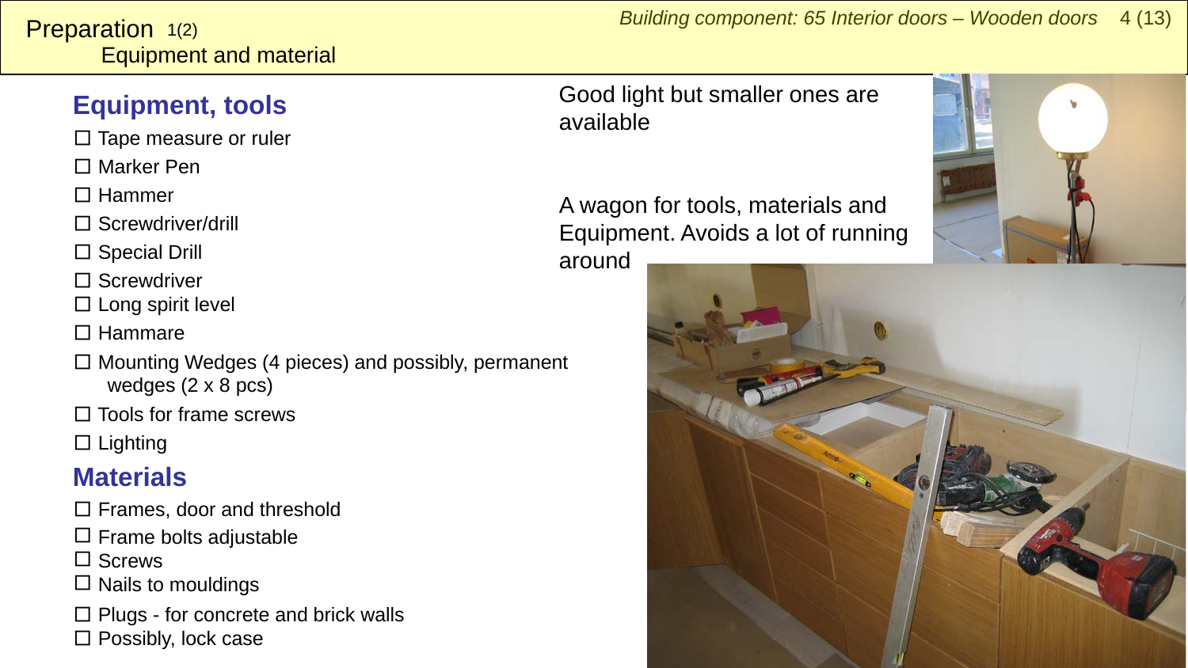# Preparation 1(2)

## Equipment and material

### Equipment, tools

- ☐ Tape measure or ruler
- ☐ Marker Pen
- ☐ Hammer
- ☐ Screwdriver/drill
- ☐ Special Drill
- ☐ Screwdriver
- ☐ Long spirit level
- ☐ Hammare
- ☐ Mounting Wedges (4 pieces) and possibly, permanent wedges (2 x 8 pcs)
- ☐ Tools for frame screws
- ☐ Lighting

### Materials

- ☐ Frames, door and threshold
- ☐ Frame bolts adjustable
- ☐ Screws
- ☐ Nails to mouldings
- ☐ Plugs - for concrete and brick walls
- ☐ Possibly, lock case

Good light but smaller ones are available

A wagon for tools, materials and Equipment. Avoids a lot of running around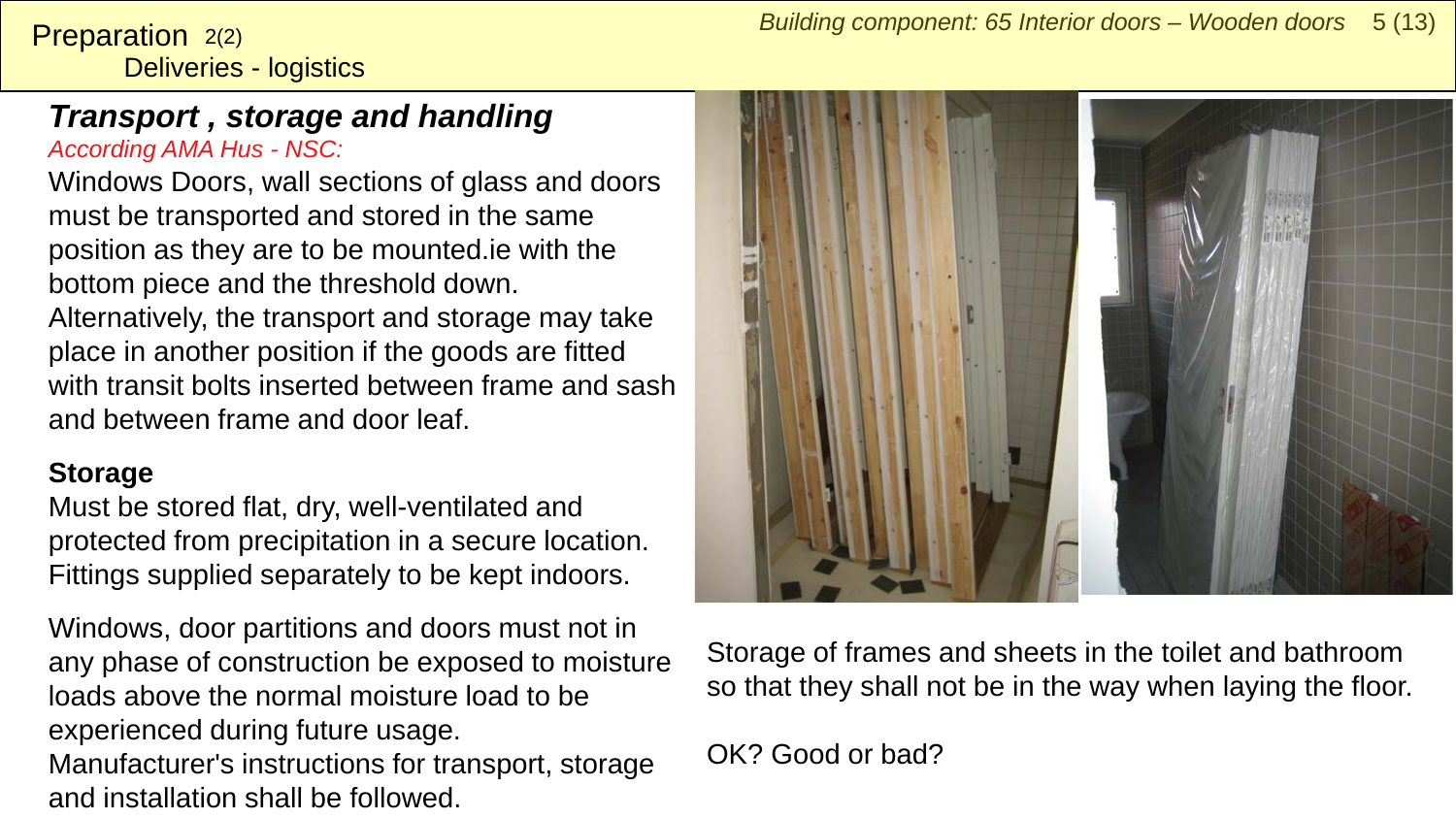Preparation 2(2)
Deliveries - logistics

## *Transport , storage and handling*

*According AMA Hus - NSC:*

Windows Doors, wall sections of glass and doors must be transported and stored in the same position as they are to be mounted.ie with the bottom piece and the threshold down. Alternatively, the transport and storage may take place in another position if the goods are fitted with transit bolts inserted between frame and sash and between frame and door leaf.

**Storage**

Must be stored flat, dry, well-ventilated and protected from precipitation in a secure location. Fittings supplied separately to be kept indoors.

Windows, door partitions and doors must not in any phase of construction be exposed to moisture loads above the normal moisture load to be experienced during future usage.
Manufacturer's instructions for transport, storage and installation shall be followed.

Storage of frames and sheets in the toilet and bathroom so that they shall not be in the way when laying the floor.

OK? Good or bad?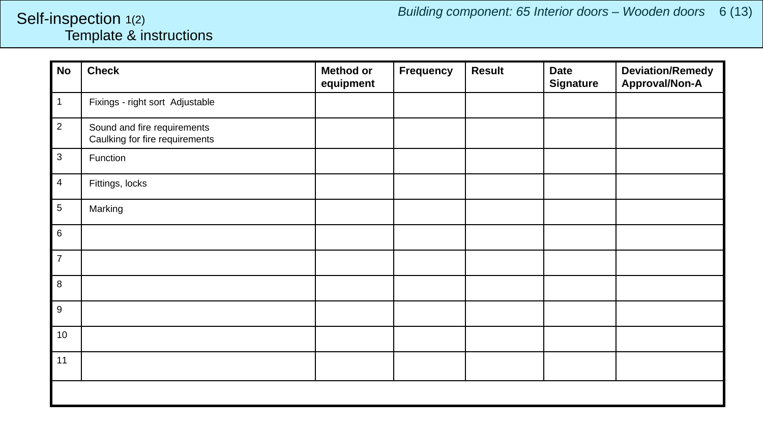# Self-inspection 1(2)

## Template & instructions

*Building component: 65 Interior doors – Wooden doors*

| No | Check | Method or equipment | Frequency | Result | Date Signature | Deviation/Remedy Approval/Non-A |
|---|---|---|---|---|---|---|
| 1 | Fixings - right sort Adjustable | | | | | |
| 2 | Sound and fire requirements<br>Caulking for fire requirements | | | | | |
| 3 | Function | | | | | |
| 4 | Fittings, locks | | | | | |
| 5 | Marking | | | | | |
| 6 | | | | | | |
| 7 | | | | | | |
| 8 | | | | | | |
| 9 | | | | | | |
| 10 | | | | | | |
| 11 | | | | | | |
| | | | | | | |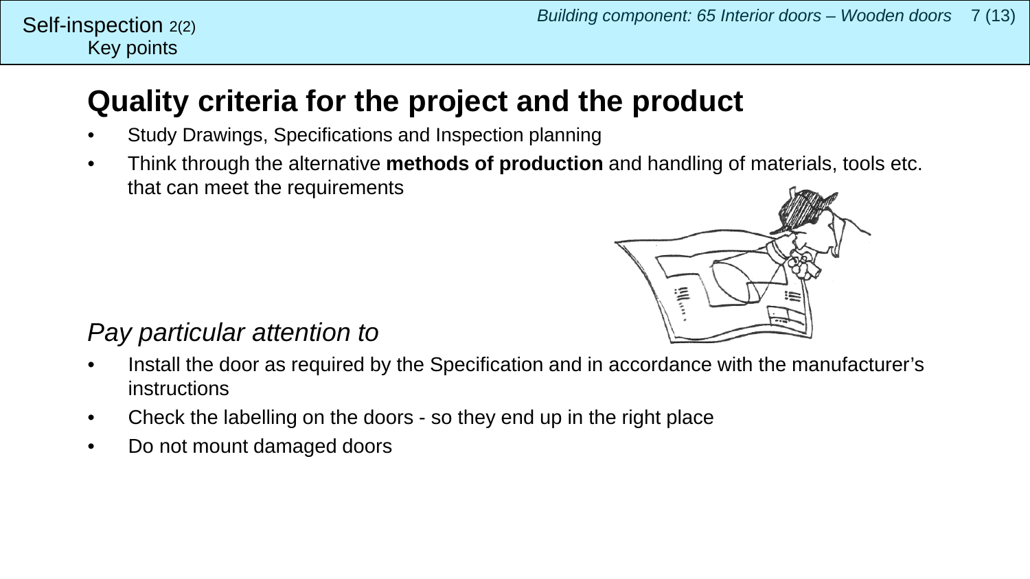Self-inspection 2(2)
Key points

# Quality criteria for the project and the product

- Study Drawings, Specifications and Inspection planning
- Think through the alternative **methods of production** and handling of materials, tools etc. that can meet the requirements

*Pay particular attention to*

- Install the door as required by the Specification and in accordance with the manufacturer's instructions
- Check the labelling on the doors - so they end up in the right place
- Do not mount damaged doors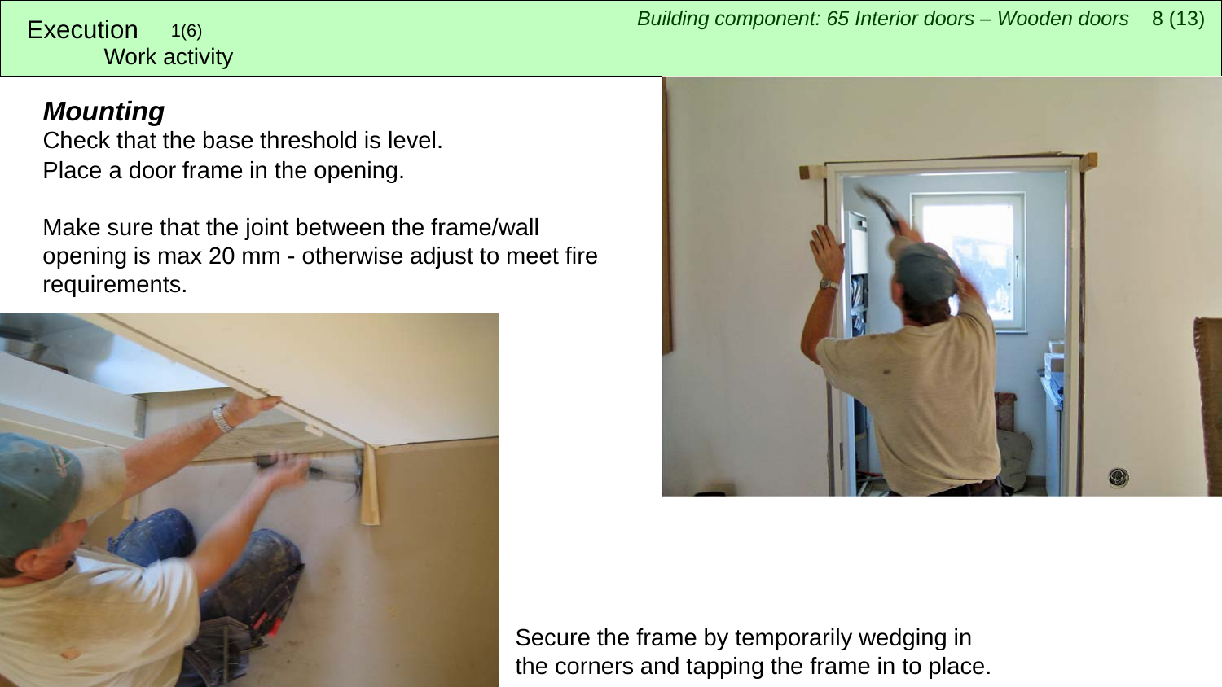Execution 1(6)
Work activity

### *Mounting*

Check that the base threshold is level.
Place a door frame in the opening.

Make sure that the joint between the frame/wall opening is max 20 mm - otherwise adjust to meet fire requirements.

Secure the frame by temporarily wedging in the corners and tapping the frame in to place.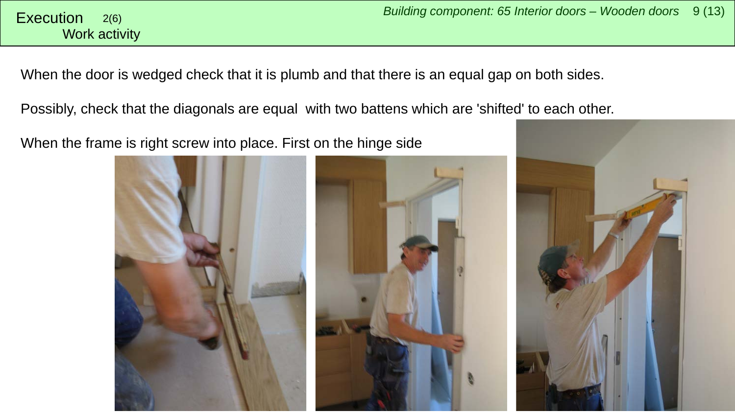# Execution 2(6)

## Work activity

When the door is wedged check that it is plumb and that there is an equal gap on both sides.

Possibly, check that the diagonals are equal  with two battens which are 'shifted' to each other.

When the frame is right screw into place. First on the hinge side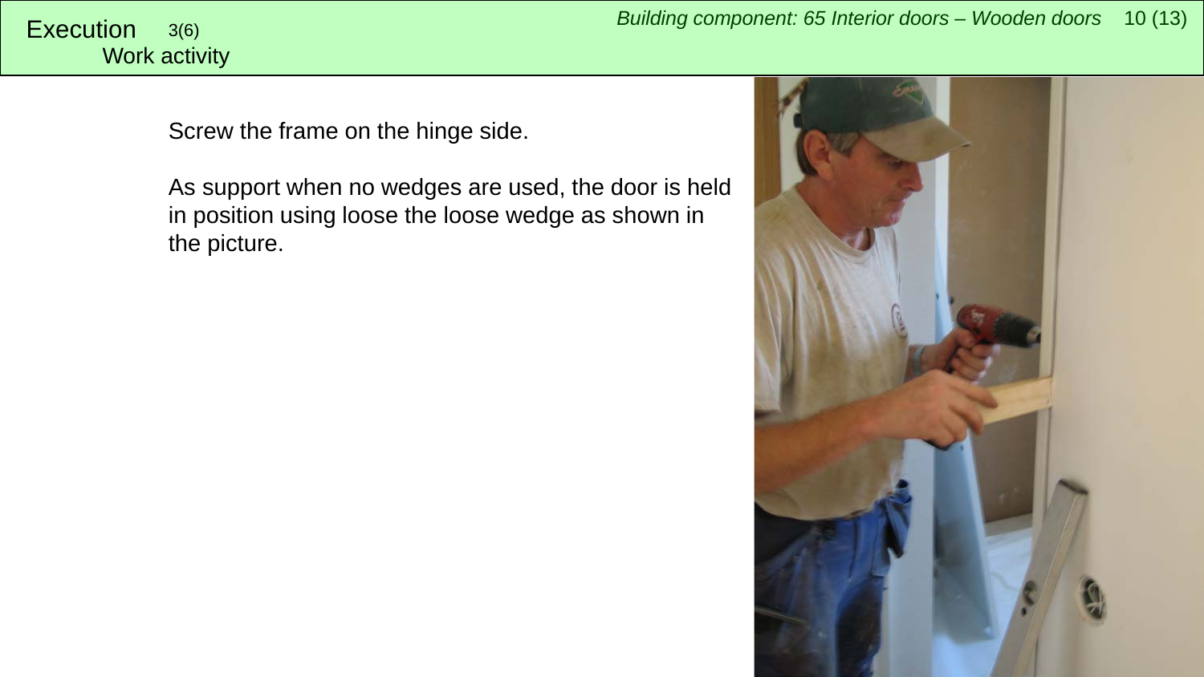# Execution 3(6)

## Work activity

Screw the frame on the hinge side.

As support when no wedges are used, the door is held in position using loose the loose wedge as shown in the picture.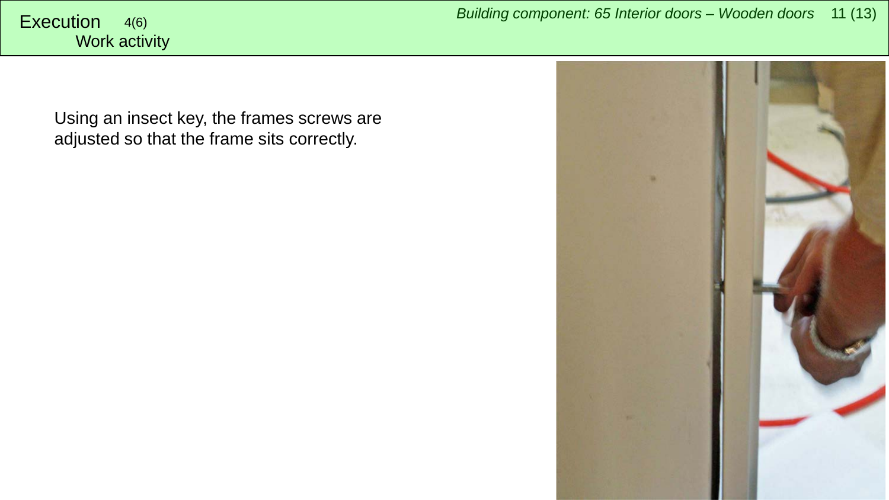# Execution 4(6)

## Work activity

Using an insect key, the frames screws are adjusted so that the frame sits correctly.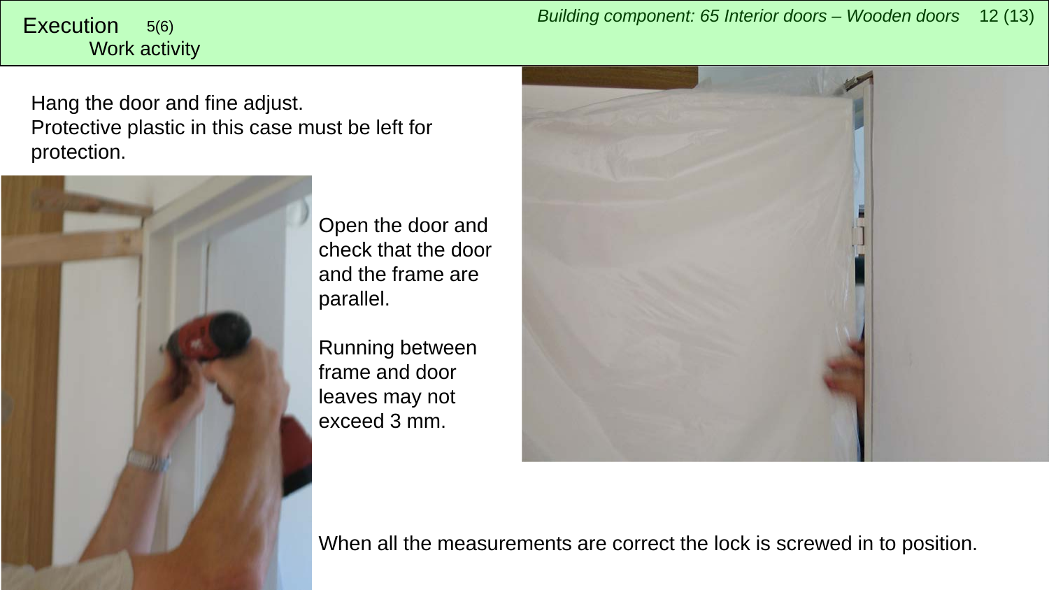# Execution 5(6)

## Work activity

Hang the door and fine adjust.
Protective plastic in this case must be left for protection.

Open the door and check that the door and the frame are parallel.

Running between frame and door leaves may not exceed 3 mm.

When all the measurements are correct the lock is screwed in to position.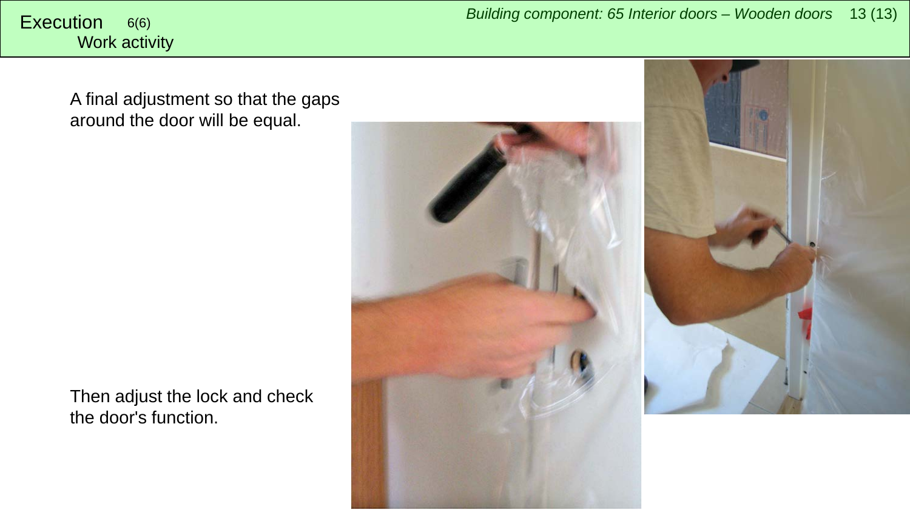# Execution 6(6)

## Work activity

A final adjustment so that the gaps around the door will be equal.

Then adjust the lock and check the door's function.